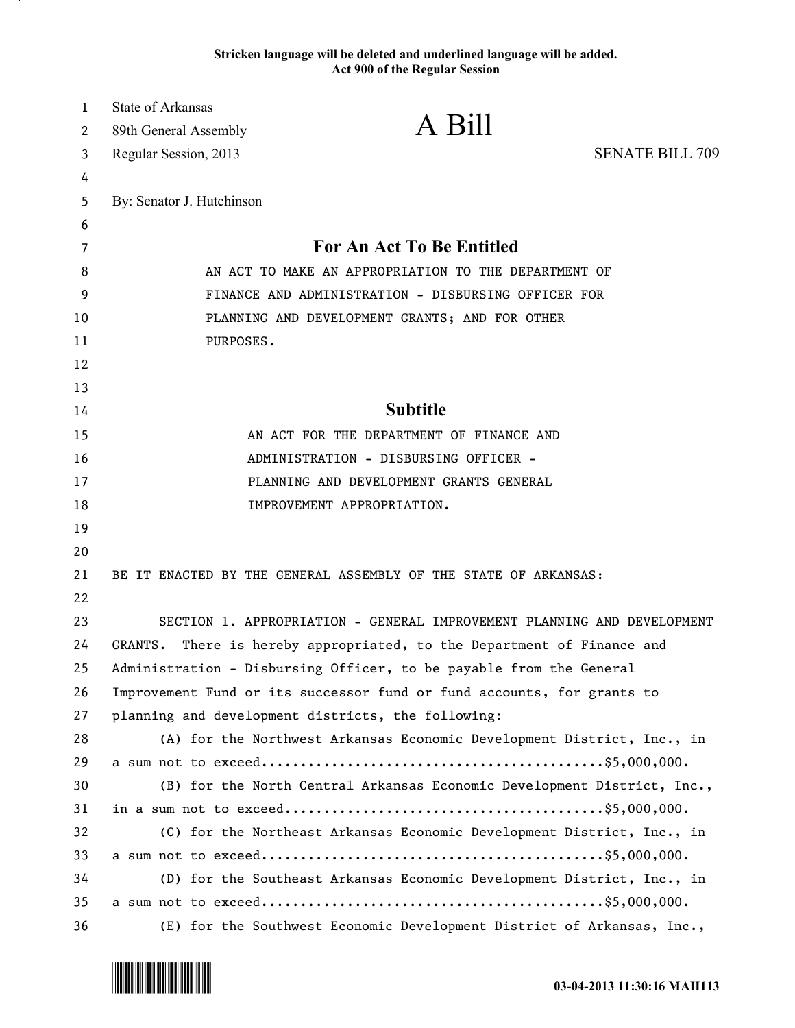Stricken language will be deleted and underlined language will be added.
Act 900 of the Regular Session

State of Arkansas
89th General Assembly
Regular Session, 2013

# A Bill

SENATE BILL 709

By: Senator J. Hutchinson

## For An Act To Be Entitled

AN ACT TO MAKE AN APPROPRIATION TO THE DEPARTMENT OF FINANCE AND ADMINISTRATION - DISBURSING OFFICER FOR PLANNING AND DEVELOPMENT GRANTS; AND FOR OTHER PURPOSES.

## Subtitle

AN ACT FOR THE DEPARTMENT OF FINANCE AND ADMINISTRATION - DISBURSING OFFICER - PLANNING AND DEVELOPMENT GRANTS GENERAL IMPROVEMENT APPROPRIATION.

BE IT ENACTED BY THE GENERAL ASSEMBLY OF THE STATE OF ARKANSAS:

SECTION 1. APPROPRIATION - GENERAL IMPROVEMENT PLANNING AND DEVELOPMENT GRANTS. There is hereby appropriated, to the Department of Finance and Administration - Disbursing Officer, to be payable from the General Improvement Fund or its successor fund or fund accounts, for grants to planning and development districts, the following:

(A) for the Northwest Arkansas Economic Development District, Inc., in a sum not to exceed..........................................$5,000,000.

(B) for the North Central Arkansas Economic Development District, Inc., in a sum not to exceed........................................$5,000,000.

(C) for the Northeast Arkansas Economic Development District, Inc., in a sum not to exceed..........................................$5,000,000.

(D) for the Southeast Arkansas Economic Development District, Inc., in a sum not to exceed..........................................$5,000,000.

(E) for the Southwest Economic Development District of Arkansas, Inc.,

03-04-2013 11:30:16 MAH113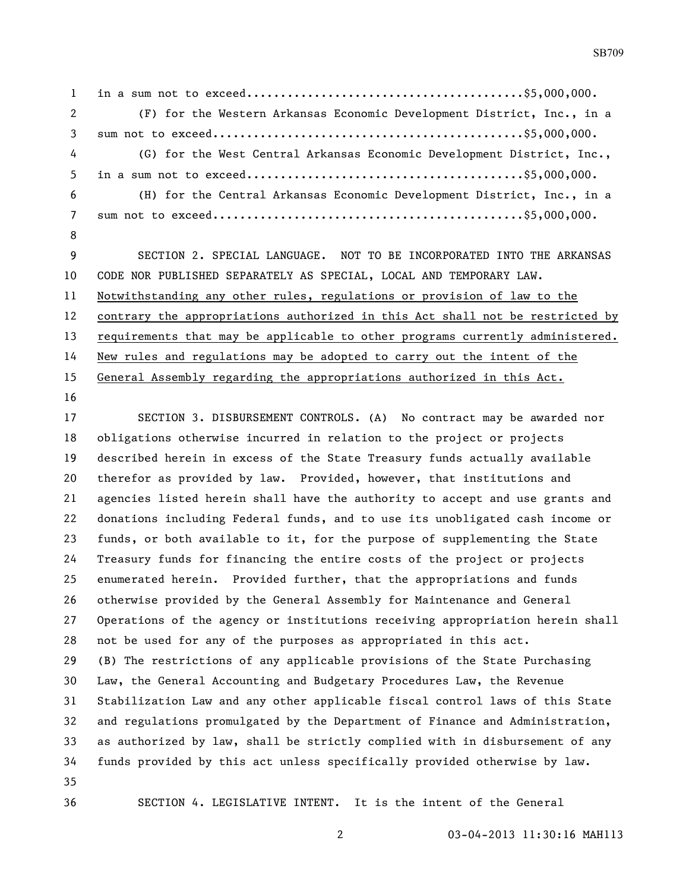in a sum not to exceed........................................$5,000,000.

(F) for the Western Arkansas Economic Development District, Inc., in a sum not to exceed.............................................$5,000,000.

(G) for the West Central Arkansas Economic Development District, Inc., in a sum not to exceed........................................$5,000,000.

(H) for the Central Arkansas Economic Development District, Inc., in a sum not to exceed.............................................$5,000,000.

SECTION 2. SPECIAL LANGUAGE. NOT TO BE INCORPORATED INTO THE ARKANSAS CODE NOR PUBLISHED SEPARATELY AS SPECIAL, LOCAL AND TEMPORARY LAW. <u>Notwithstanding any other rules, regulations or provision of law to the contrary the appropriations authorized in this Act shall not be restricted by requirements that may be applicable to other programs currently administered. New rules and regulations may be adopted to carry out the intent of the General Assembly regarding the appropriations authorized in this Act.</u>

SECTION 3. DISBURSEMENT CONTROLS. (A) No contract may be awarded nor obligations otherwise incurred in relation to the project or projects described herein in excess of the State Treasury funds actually available therefor as provided by law. Provided, however, that institutions and agencies listed herein shall have the authority to accept and use grants and donations including Federal funds, and to use its unobligated cash income or funds, or both available to it, for the purpose of supplementing the State Treasury funds for financing the entire costs of the project or projects enumerated herein. Provided further, that the appropriations and funds otherwise provided by the General Assembly for Maintenance and General Operations of the agency or institutions receiving appropriation herein shall not be used for any of the purposes as appropriated in this act.
(B) The restrictions of any applicable provisions of the State Purchasing Law, the General Accounting and Budgetary Procedures Law, the Revenue Stabilization Law and any other applicable fiscal control laws of this State and regulations promulgated by the Department of Finance and Administration, as authorized by law, shall be strictly complied with in disbursement of any funds provided by this act unless specifically provided otherwise by law.

SECTION 4. LEGISLATIVE INTENT. It is the intent of the General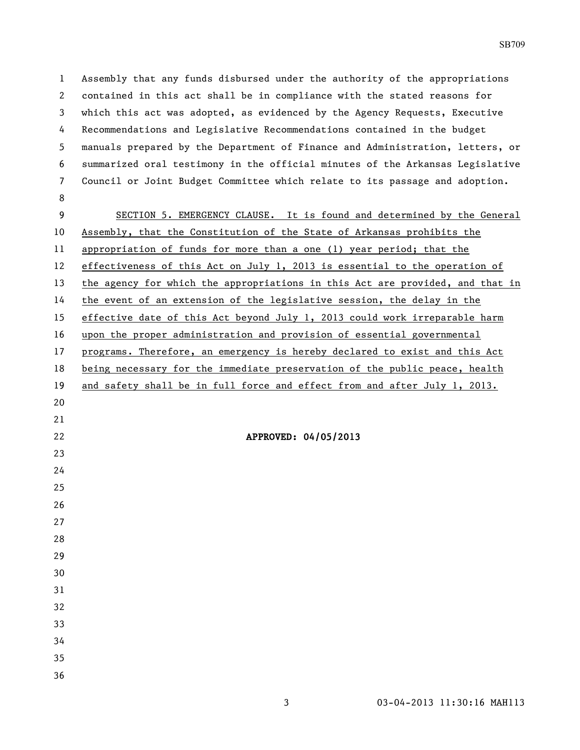Assembly that any funds disbursed under the authority of the appropriations contained in this act shall be in compliance with the stated reasons for which this act was adopted, as evidenced by the Agency Requests, Executive Recommendations and Legislative Recommendations contained in the budget manuals prepared by the Department of Finance and Administration, letters, or summarized oral testimony in the official minutes of the Arkansas Legislative Council or Joint Budget Committee which relate to its passage and adoption.

SECTION 5. EMERGENCY CLAUSE. It is found and determined by the General Assembly, that the Constitution of the State of Arkansas prohibits the appropriation of funds for more than a one (1) year period; that the effectiveness of this Act on July 1, 2013 is essential to the operation of the agency for which the appropriations in this Act are provided, and that in the event of an extension of the legislative session, the delay in the effective date of this Act beyond July 1, 2013 could work irreparable harm upon the proper administration and provision of essential governmental programs. Therefore, an emergency is hereby declared to exist and this Act being necessary for the immediate preservation of the public peace, health and safety shall be in full force and effect from and after July 1, 2013.

**APPROVED: 04/05/2013**